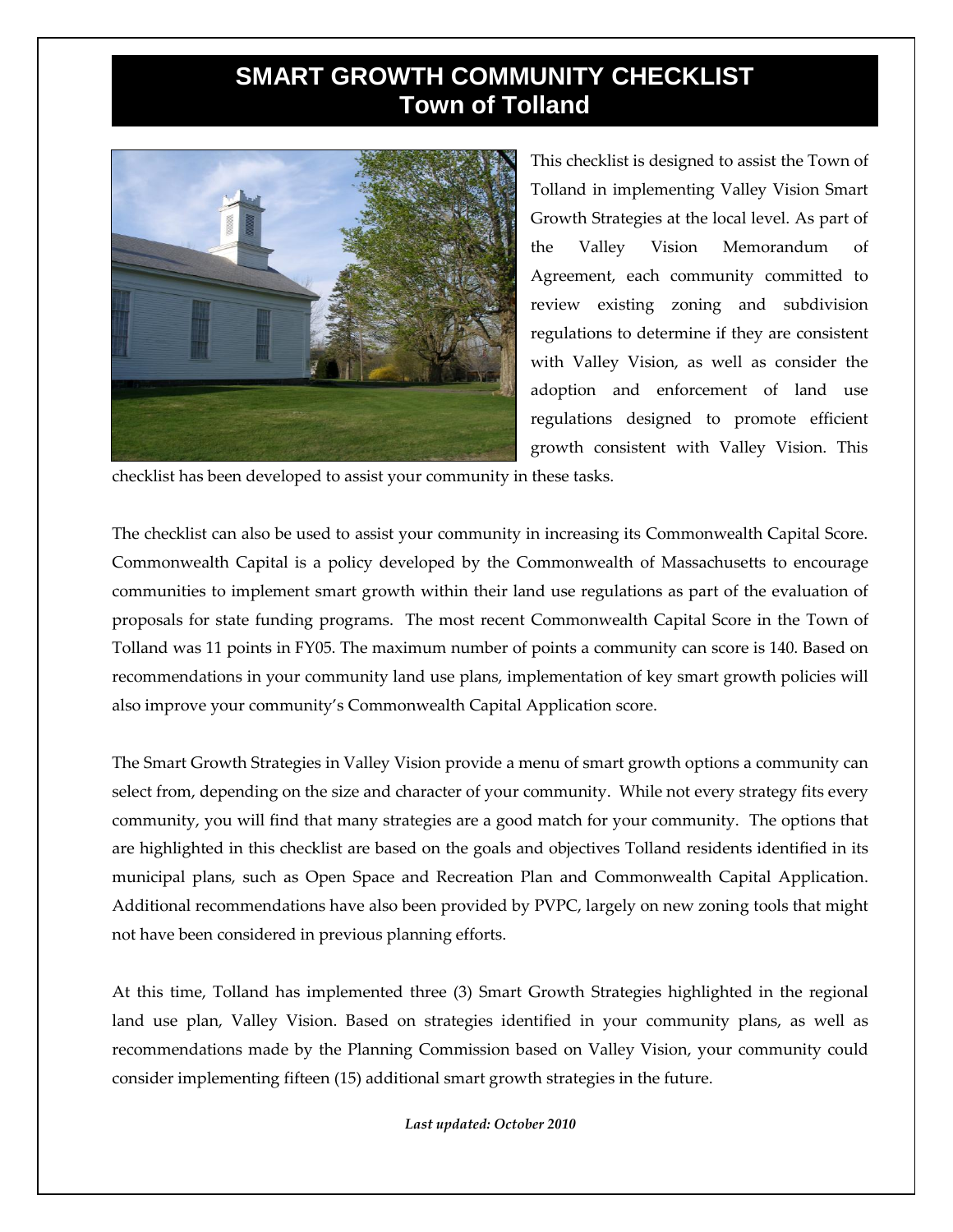# SMART GROWTH COMMUNITY CHECKLIST
## Town of Tolland

This checklist is designed to assist the Town of Tolland in implementing Valley Vision Smart Growth Strategies at the local level. As part of the Valley Vision Memorandum of Agreement, each community committed to review existing zoning and subdivision regulations to determine if they are consistent with Valley Vision, as well as consider the adoption and enforcement of land use regulations designed to promote efficient growth consistent with Valley Vision. This checklist has been developed to assist your community in these tasks.

The checklist can also be used to assist your community in increasing its Commonwealth Capital Score. Commonwealth Capital is a policy developed by the Commonwealth of Massachusetts to encourage communities to implement smart growth within their land use regulations as part of the evaluation of proposals for state funding programs. The most recent Commonwealth Capital Score in the Town of Tolland was 11 points in FY05. The maximum number of points a community can score is 140. Based on recommendations in your community land use plans, implementation of key smart growth policies will also improve your community's Commonwealth Capital Application score.

The Smart Growth Strategies in Valley Vision provide a menu of smart growth options a community can select from, depending on the size and character of your community. While not every strategy fits every community, you will find that many strategies are a good match for your community. The options that are highlighted in this checklist are based on the goals and objectives Tolland residents identified in its municipal plans, such as Open Space and Recreation Plan and Commonwealth Capital Application. Additional recommendations have also been provided by PVPC, largely on new zoning tools that might not have been considered in previous planning efforts.

At this time, Tolland has implemented three (3) Smart Growth Strategies highlighted in the regional land use plan, Valley Vision. Based on strategies identified in your community plans, as well as recommendations made by the Planning Commission based on Valley Vision, your community could consider implementing fifteen (15) additional smart growth strategies in the future.

***Last updated: October 2010***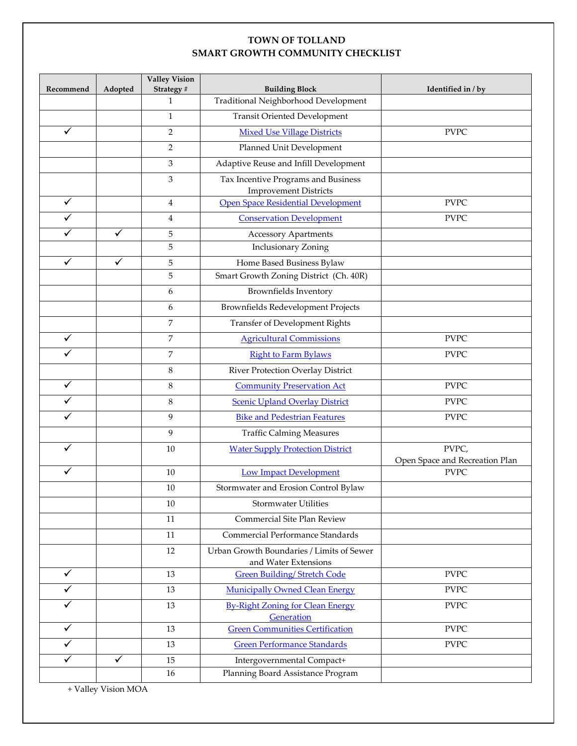# TOWN OF TOLLAND
## SMART GROWTH COMMUNITY CHECKLIST

| Recommend | Adopted | Valley Vision Strategy # | Building Block | Identified in / by |
|---|---|---|---|---|
| | | 1 | Traditional Neighborhood Development | |
| | | 1 | Transit Oriented Development | |
| ✓ | | 2 | Mixed Use Village Districts | PVPC |
| | | 2 | Planned Unit Development | |
| | | 3 | Adaptive Reuse and Infill Development | |
| | | 3 | Tax Incentive Programs and Business Improvement Districts | |
| ✓ | | 4 | Open Space Residential Development | PVPC |
| ✓ | | 4 | Conservation Development | PVPC |
| ✓ | ✓ | 5 | Accessory Apartments | |
| | | 5 | Inclusionary Zoning | |
| ✓ | ✓ | 5 | Home Based Business Bylaw | |
| | | 5 | Smart Growth Zoning District (Ch. 40R) | |
| | | 6 | Brownfields Inventory | |
| | | 6 | Brownfields Redevelopment Projects | |
| | | 7 | Transfer of Development Rights | |
| ✓ | | 7 | Agricultural Commissions | PVPC |
| ✓ | | 7 | Right to Farm Bylaws | PVPC |
| | | 8 | River Protection Overlay District | |
| ✓ | | 8 | Community Preservation Act | PVPC |
| ✓ | | 8 | Scenic Upland Overlay District | PVPC |
| ✓ | | 9 | Bike and Pedestrian Features | PVPC |
| | | 9 | Traffic Calming Measures | |
| ✓ | | 10 | Water Supply Protection District | PVPC, Open Space and Recreation Plan |
| ✓ | | 10 | Low Impact Development | PVPC |
| | | 10 | Stormwater and Erosion Control Bylaw | |
| | | 10 | Stormwater Utilities | |
| | | 11 | Commercial Site Plan Review | |
| | | 11 | Commercial Performance Standards | |
| | | 12 | Urban Growth Boundaries / Limits of Sewer and Water Extensions | |
| ✓ | | 13 | Green Building/ Stretch Code | PVPC |
| ✓ | | 13 | Municipally Owned Clean Energy | PVPC |
| ✓ | | 13 | By-Right Zoning for Clean Energy Generation | PVPC |
| ✓ | | 13 | Green Communities Certification | PVPC |
| ✓ | | 13 | Green Performance Standards | PVPC |
| ✓ | ✓ | 15 | Intergovernmental Compact+ | |
| | | 16 | Planning Board Assistance Program | |

+ Valley Vision MOA